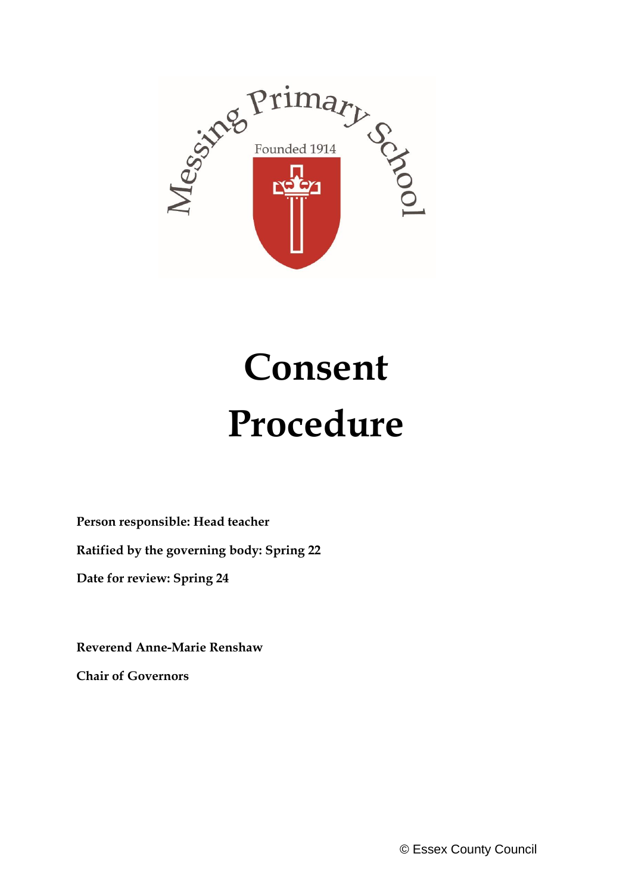Messing Primary School

Founded 1914

# Consent Procedure

**Person responsible: Head teacher**

**Ratified by the governing body: Spring 22**

**Date for review: Spring 24**

**Reverend Anne-Marie Renshaw**

**Chair of Governors**

© Essex County Council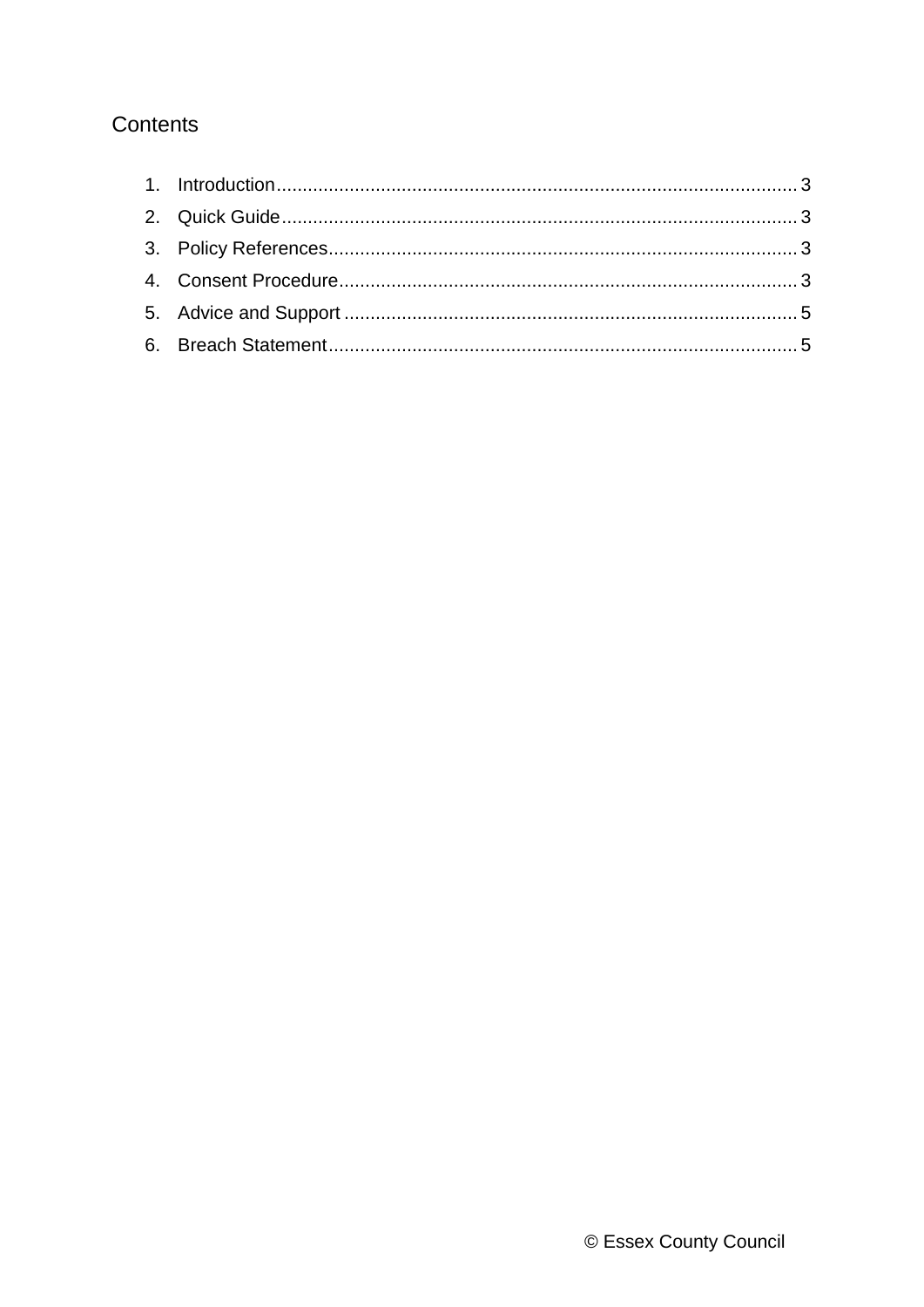## Contents

1. Introduction ........................................................................................ 3
2. Quick Guide ........................................................................................ 3
3. Policy References ................................................................................ 3
4. Consent Procedure ............................................................................... 3
5. Advice and Support .............................................................................. 5
6. Breach Statement ................................................................................. 5

© Essex County Council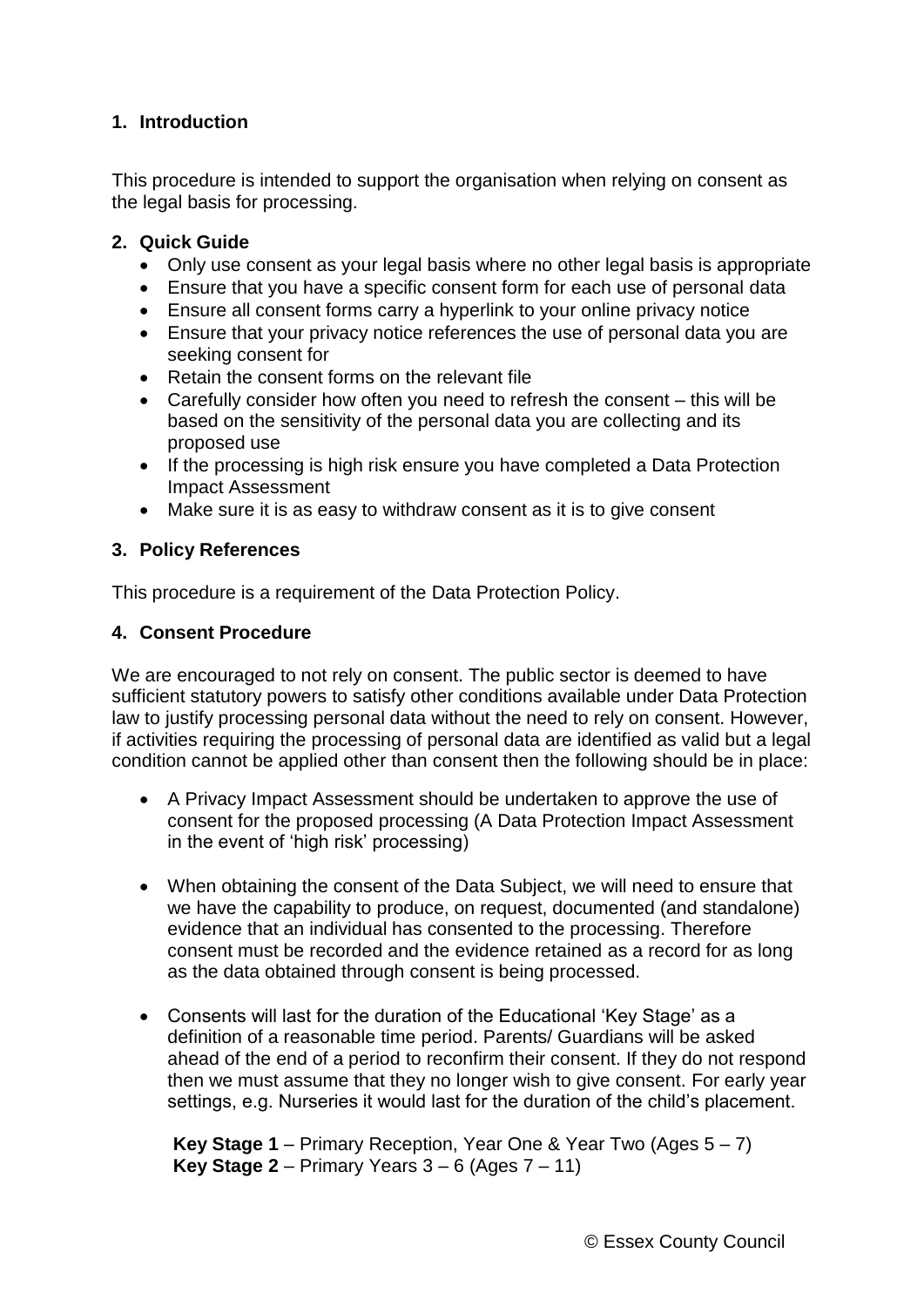## 1. Introduction

This procedure is intended to support the organisation when relying on consent as the legal basis for processing.

## 2. Quick Guide

- Only use consent as your legal basis where no other legal basis is appropriate
- Ensure that you have a specific consent form for each use of personal data
- Ensure all consent forms carry a hyperlink to your online privacy notice
- Ensure that your privacy notice references the use of personal data you are seeking consent for
- Retain the consent forms on the relevant file
- Carefully consider how often you need to refresh the consent – this will be based on the sensitivity of the personal data you are collecting and its proposed use
- If the processing is high risk ensure you have completed a Data Protection Impact Assessment
- Make sure it is as easy to withdraw consent as it is to give consent

## 3. Policy References

This procedure is a requirement of the Data Protection Policy.

## 4. Consent Procedure

We are encouraged to not rely on consent. The public sector is deemed to have sufficient statutory powers to satisfy other conditions available under Data Protection law to justify processing personal data without the need to rely on consent. However, if activities requiring the processing of personal data are identified as valid but a legal condition cannot be applied other than consent then the following should be in place:

- A Privacy Impact Assessment should be undertaken to approve the use of consent for the proposed processing (A Data Protection Impact Assessment in the event of 'high risk' processing)

- When obtaining the consent of the Data Subject, we will need to ensure that we have the capability to produce, on request, documented (and standalone) evidence that an individual has consented to the processing. Therefore consent must be recorded and the evidence retained as a record for as long as the data obtained through consent is being processed.

- Consents will last for the duration of the Educational 'Key Stage' as a definition of a reasonable time period. Parents/ Guardians will be asked ahead of the end of a period to reconfirm their consent. If they do not respond then we must assume that they no longer wish to give consent. For early year settings, e.g. Nurseries it would last for the duration of the child's placement.

  **Key Stage 1** – Primary Reception, Year One & Year Two (Ages 5 – 7)
  **Key Stage 2** – Primary Years 3 – 6 (Ages 7 – 11)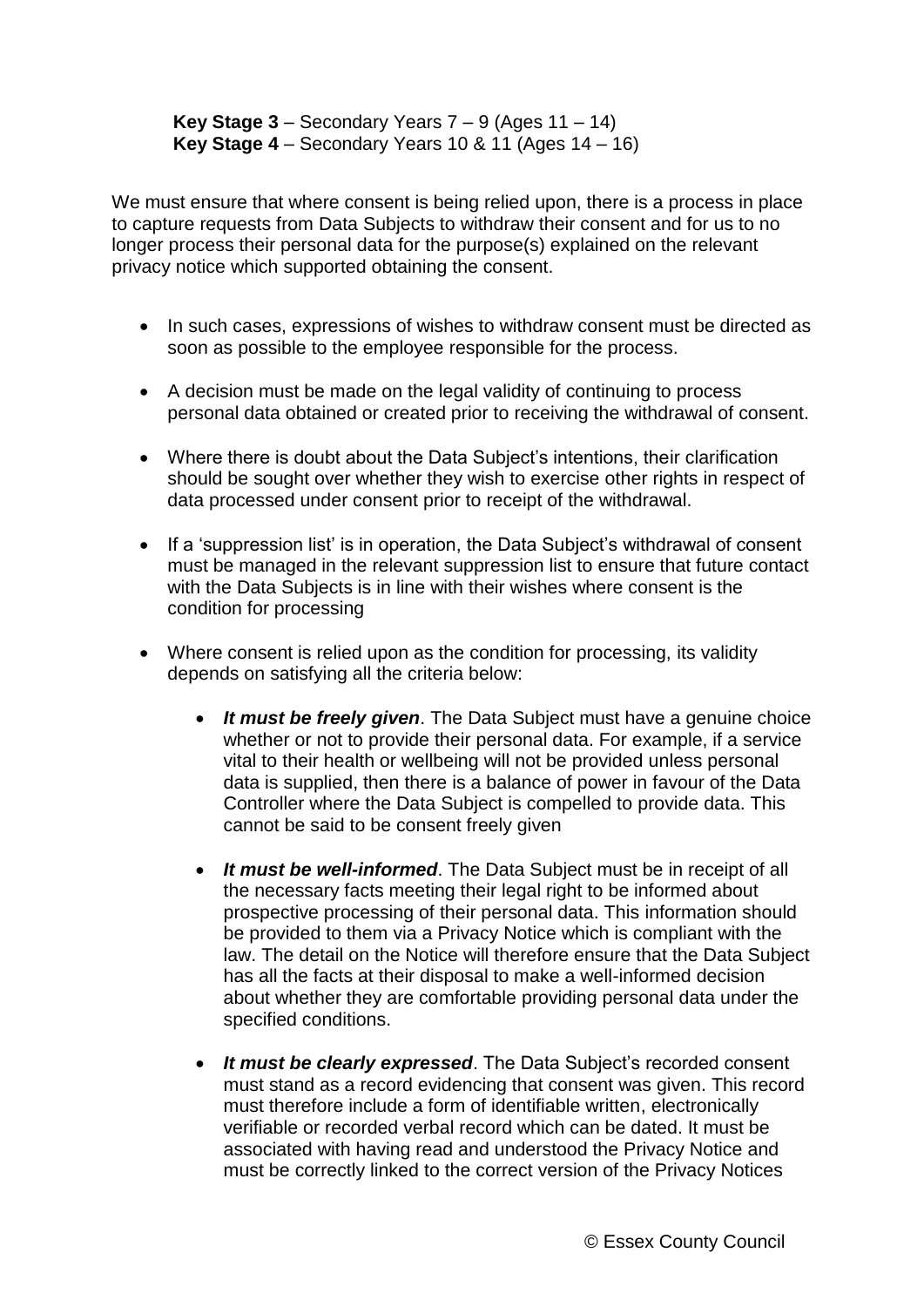**Key Stage 3** – Secondary Years 7 – 9 (Ages 11 – 14)
**Key Stage 4** – Secondary Years 10 & 11 (Ages 14 – 16)

We must ensure that where consent is being relied upon, there is a process in place to capture requests from Data Subjects to withdraw their consent and for us to no longer process their personal data for the purpose(s) explained on the relevant privacy notice which supported obtaining the consent.

- In such cases, expressions of wishes to withdraw consent must be directed as soon as possible to the employee responsible for the process.
- A decision must be made on the legal validity of continuing to process personal data obtained or created prior to receiving the withdrawal of consent.
- Where there is doubt about the Data Subject's intentions, their clarification should be sought over whether they wish to exercise other rights in respect of data processed under consent prior to receipt of the withdrawal.
- If a 'suppression list' is in operation, the Data Subject's withdrawal of consent must be managed in the relevant suppression list to ensure that future contact with the Data Subjects is in line with their wishes where consent is the condition for processing
- Where consent is relied upon as the condition for processing, its validity depends on satisfying all the criteria below:
    - ***It must be freely given***. The Data Subject must have a genuine choice whether or not to provide their personal data. For example, if a service vital to their health or wellbeing will not be provided unless personal data is supplied, then there is a balance of power in favour of the Data Controller where the Data Subject is compelled to provide data. This cannot be said to be consent freely given
    - ***It must be well-informed***. The Data Subject must be in receipt of all the necessary facts meeting their legal right to be informed about prospective processing of their personal data. This information should be provided to them via a Privacy Notice which is compliant with the law. The detail on the Notice will therefore ensure that the Data Subject has all the facts at their disposal to make a well-informed decision about whether they are comfortable providing personal data under the specified conditions.
    - ***It must be clearly expressed***. The Data Subject's recorded consent must stand as a record evidencing that consent was given. This record must therefore include a form of identifiable written, electronically verifiable or recorded verbal record which can be dated. It must be associated with having read and understood the Privacy Notice and must be correctly linked to the correct version of the Privacy Notices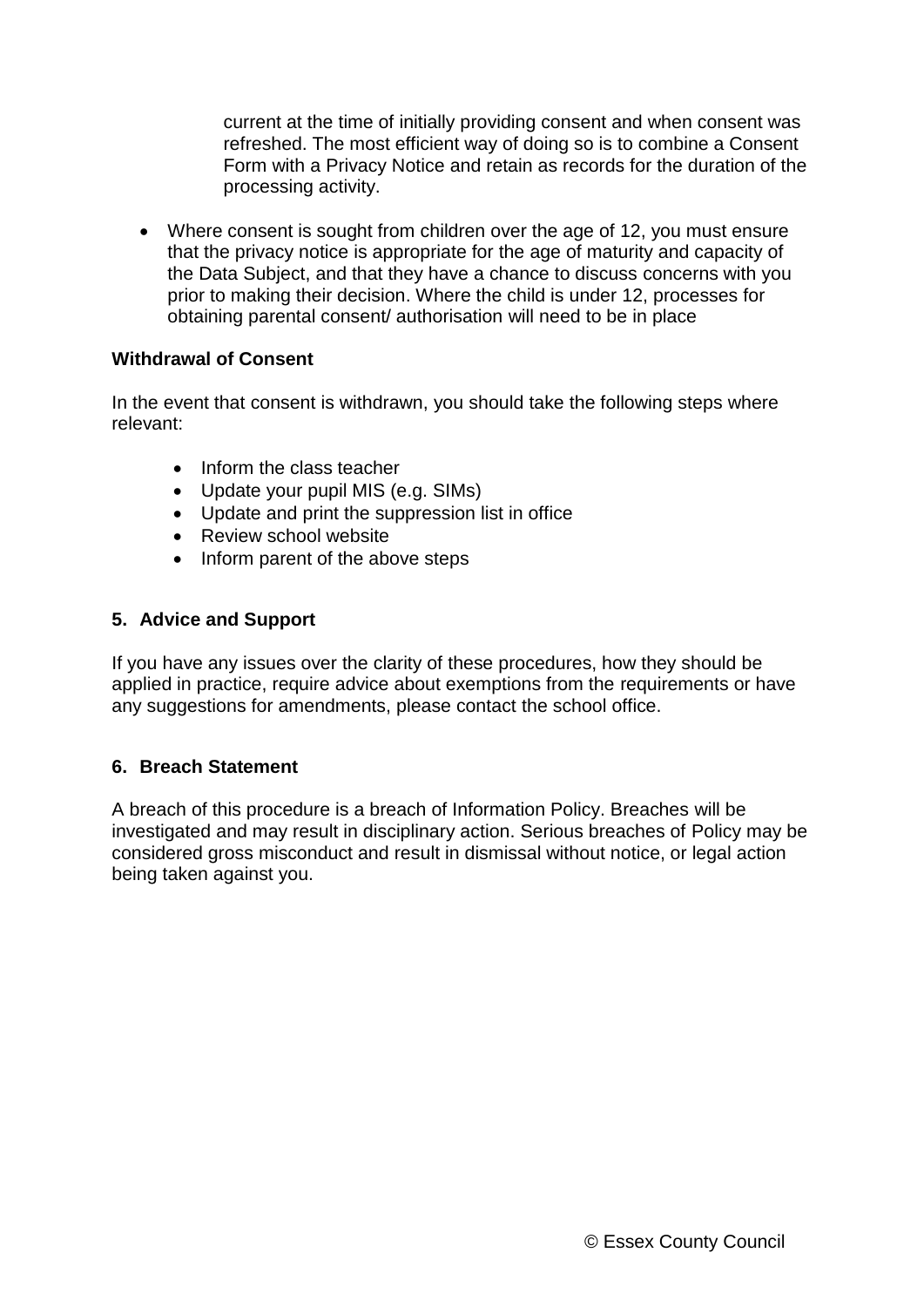current at the time of initially providing consent and when consent was refreshed. The most efficient way of doing so is to combine a Consent Form with a Privacy Notice and retain as records for the duration of the processing activity.

- Where consent is sought from children over the age of 12, you must ensure that the privacy notice is appropriate for the age of maturity and capacity of the Data Subject, and that they have a chance to discuss concerns with you prior to making their decision. Where the child is under 12, processes for obtaining parental consent/ authorisation will need to be in place

**Withdrawal of Consent**

In the event that consent is withdrawn, you should take the following steps where relevant:

- Inform the class teacher
- Update your pupil MIS (e.g. SIMs)
- Update and print the suppression list in office
- Review school website
- Inform parent of the above steps

## 5. Advice and Support

If you have any issues over the clarity of these procedures, how they should be applied in practice, require advice about exemptions from the requirements or have any suggestions for amendments, please contact the school office.

## 6. Breach Statement

A breach of this procedure is a breach of Information Policy. Breaches will be investigated and may result in disciplinary action. Serious breaches of Policy may be considered gross misconduct and result in dismissal without notice, or legal action being taken against you.

© Essex County Council